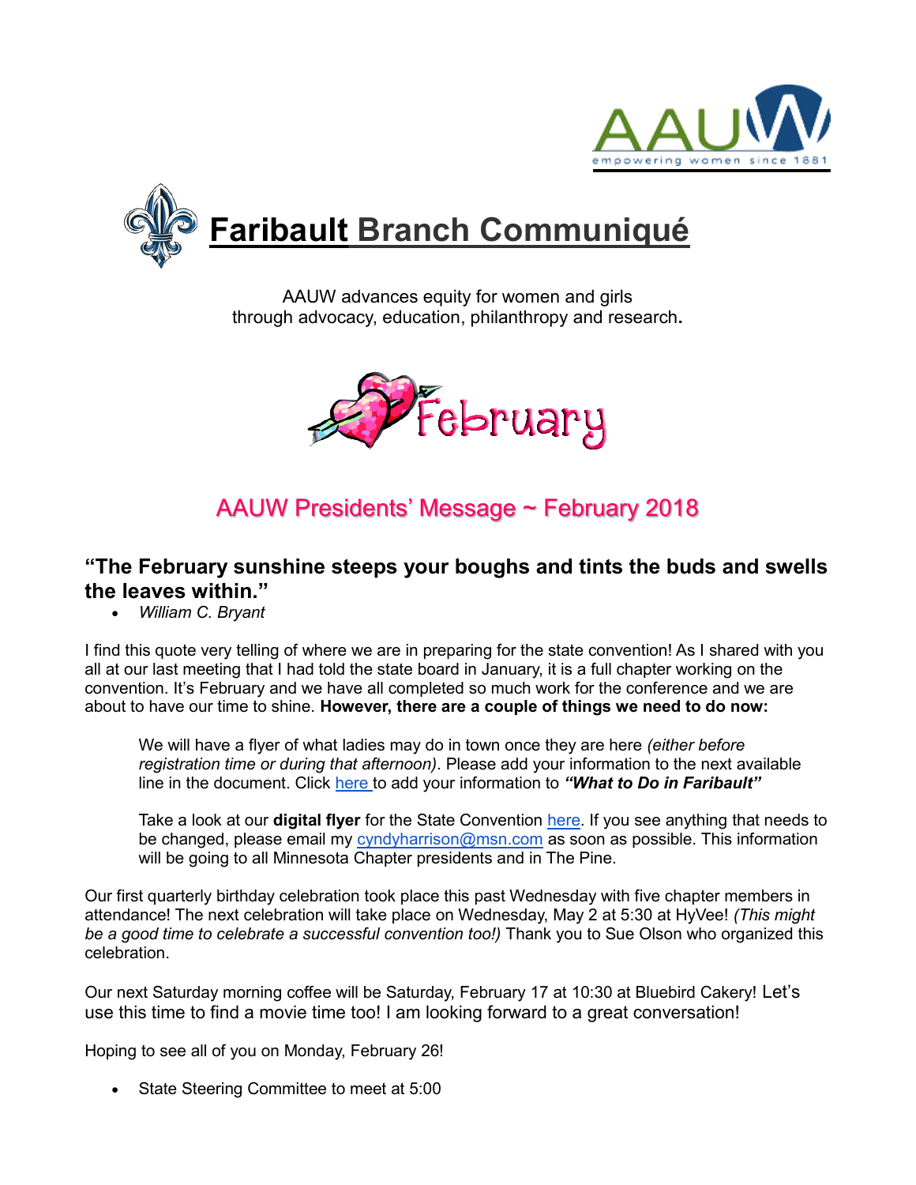AAUW
empowering women since 1881

# Faribault Branch Communiqué

AAUW advances equity for women and girls
through advocacy, education, philanthropy and research.

February

## AAUW Presidents' Message ~ February 2018

### "The February sunshine steeps your boughs and tints the buds and swells the leaves within."

- *William C. Bryant*

I find this quote very telling of where we are in preparing for the state convention! As I shared with you all at our last meeting that I had told the state board in January, it is a full chapter working on the convention. It's February and we have all completed so much work for the conference and we are about to have our time to shine. **However, there are a couple of things we need to do now:**

We will have a flyer of what ladies may do in town once they are here *(either before registration time or during that afternoon)*. Please add your information to the next available line in the document. Click here to add your information to ***"What to Do in Faribault"***

Take a look at our **digital flyer** for the State Convention here. If you see anything that needs to be changed, please email my cyndyharrison@msn.com as soon as possible. This information will be going to all Minnesota Chapter presidents and in The Pine.

Our first quarterly birthday celebration took place this past Wednesday with five chapter members in attendance! The next celebration will take place on Wednesday, May 2 at 5:30 at HyVee! *(This might be a good time to celebrate a successful convention too!)* Thank you to Sue Olson who organized this celebration.

Our next Saturday morning coffee will be Saturday, February 17 at 10:30 at Bluebird Cakery! Let's use this time to find a movie time too! I am looking forward to a great conversation!

Hoping to see all of you on Monday, February 26!

- State Steering Committee to meet at 5:00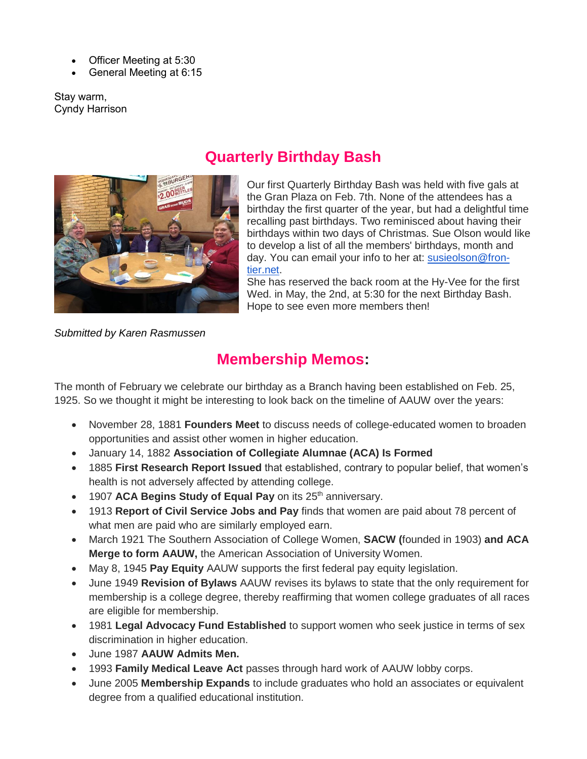- Officer Meeting at 5:30
- General Meeting at 6:15

Stay warm,
Cyndy Harrison

## Quarterly Birthday Bash

Our first Quarterly Birthday Bash was held with five gals at the Gran Plaza on Feb. 7th. None of the attendees has a birthday the first quarter of the year, but had a delightful time recalling past birthdays. Two reminisced about having their birthdays within two days of Christmas. Sue Olson would like to develop a list of all the members' birthdays, month and day. You can email your info to her at: [susieolson@frontier.net](mailto:susieolson@frontier.net).
She has reserved the back room at the Hy-Vee for the first Wed. in May, the 2nd, at 5:30 for the next Birthday Bash. Hope to see even more members then!

*Submitted by Karen Rasmussen*

## Membership Memos:

The month of February we celebrate our birthday as a Branch having been established on Feb. 25, 1925. So we thought it might be interesting to look back on the timeline of AAUW over the years:

- November 28, 1881 **Founders Meet** to discuss needs of college-educated women to broaden opportunities and assist other women in higher education.
- January 14, 1882 **Association of Collegiate Alumnae (ACA) Is Formed**
- 1885 **First Research Report Issued** that established, contrary to popular belief, that women's health is not adversely affected by attending college.
- 1907 **ACA Begins Study of Equal Pay** on its 25th anniversary.
- 1913 **Report of Civil Service Jobs and Pay** finds that women are paid about 78 percent of what men are paid who are similarly employed earn.
- March 1921 The Southern Association of College Women, **SACW (**founded in 1903) **and ACA Merge to form AAUW,** the American Association of University Women.
- May 8, 1945 **Pay Equity** AAUW supports the first federal pay equity legislation.
- June 1949 **Revision of Bylaws** AAUW revises its bylaws to state that the only requirement for membership is a college degree, thereby reaffirming that women college graduates of all races are eligible for membership.
- 1981 **Legal Advocacy Fund Established** to support women who seek justice in terms of sex discrimination in higher education.
- June 1987 **AAUW Admits Men.**
- 1993 **Family Medical Leave Act** passes through hard work of AAUW lobby corps.
- June 2005 **Membership Expands** to include graduates who hold an associates or equivalent degree from a qualified educational institution.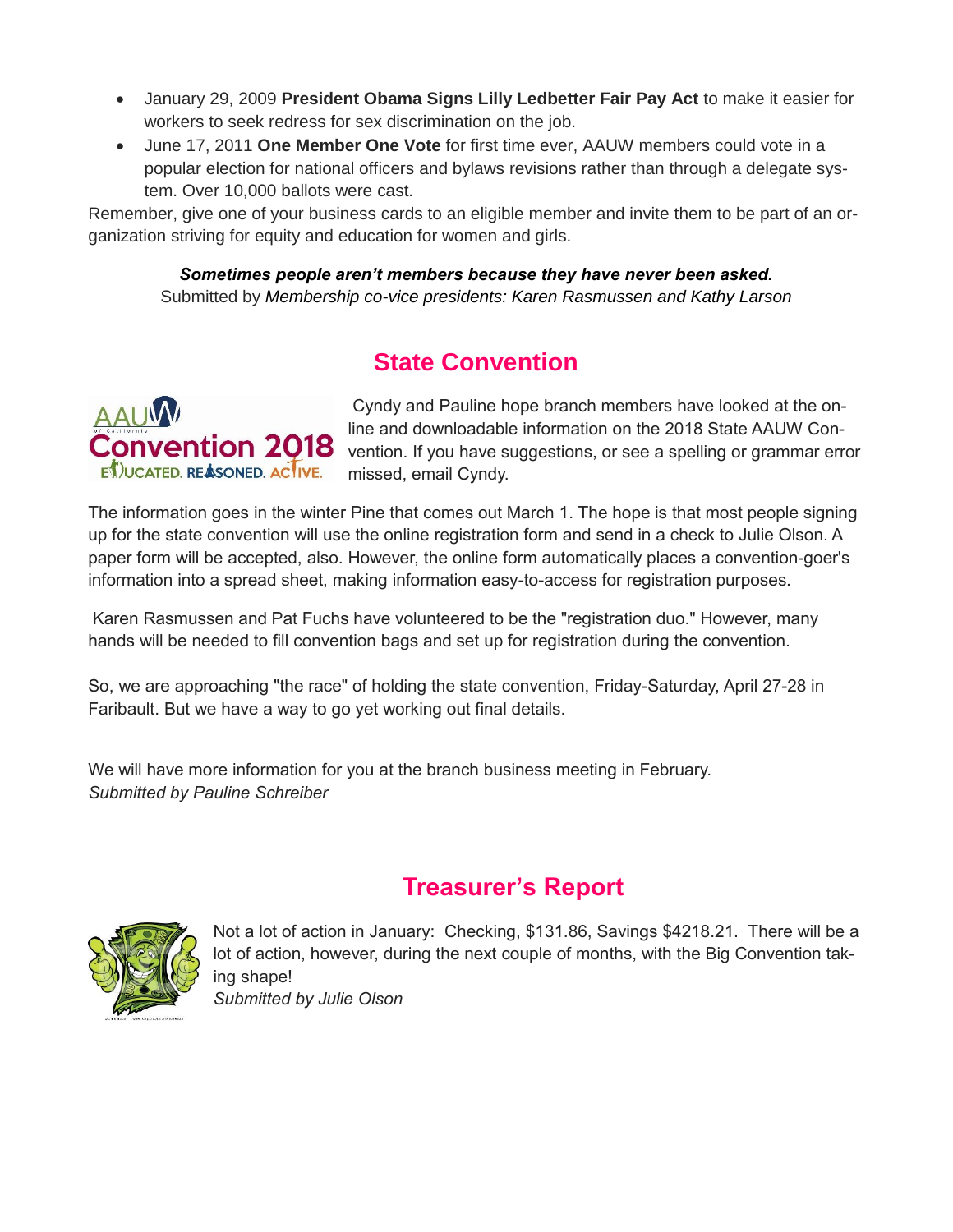- January 29, 2009 **President Obama Signs Lilly Ledbetter Fair Pay Act** to make it easier for workers to seek redress for sex discrimination on the job.
- June 17, 2011 **One Member One Vote** for first time ever, AAUW members could vote in a popular election for national officers and bylaws revisions rather than through a delegate system. Over 10,000 ballots were cast.

Remember, give one of your business cards to an eligible member and invite them to be part of an organization striving for equity and education for women and girls.

***Sometimes people aren't members because they have never been asked.***
Submitted by *Membership co-vice presidents: Karen Rasmussen and Kathy Larson*

## State Convention

Cyndy and Pauline hope branch members have looked at the on-line and downloadable information on the 2018 State AAUW Convention. If you have suggestions, or see a spelling or grammar error missed, email Cyndy.

The information goes in the winter Pine that comes out March 1. The hope is that most people signing up for the state convention will use the online registration form and send in a check to Julie Olson. A paper form will be accepted, also. However, the online form automatically places a convention-goer's information into a spread sheet, making information easy-to-access for registration purposes.

Karen Rasmussen and Pat Fuchs have volunteered to be the "registration duo." However, many hands will be needed to fill convention bags and set up for registration during the convention.

So, we are approaching "the race" of holding the state convention, Friday-Saturday, April 27-28 in Faribault. But we have a way to go yet working out final details.

We will have more information for you at the branch business meeting in February.
*Submitted by Pauline Schreiber*

## Treasurer's Report

Not a lot of action in January: Checking, $131.86, Savings $4218.21. There will be a lot of action, however, during the next couple of months, with the Big Convention taking shape!
*Submitted by Julie Olson*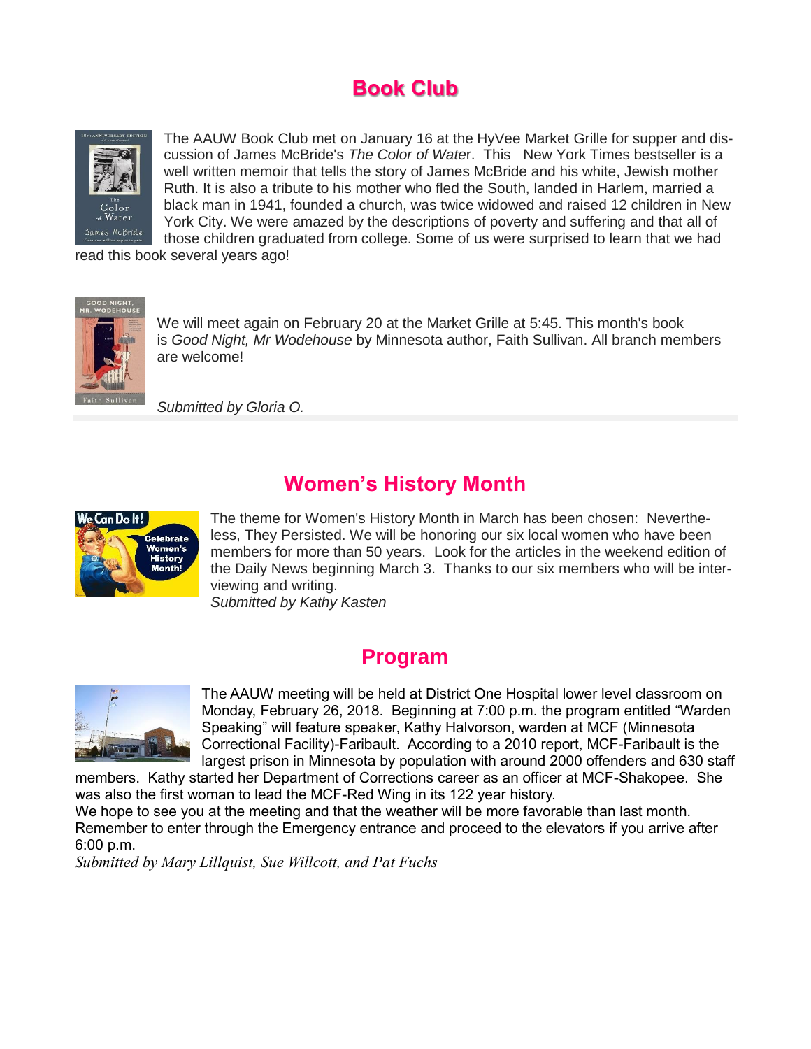## Book Club

The AAUW Book Club met on January 16 at the HyVee Market Grille for supper and discussion of James McBride's *The Color of Water*. This New York Times bestseller is a well written memoir that tells the story of James McBride and his white, Jewish mother Ruth. It is also a tribute to his mother who fled the South, landed in Harlem, married a black man in 1941, founded a church, was twice widowed and raised 12 children in New York City. We were amazed by the descriptions of poverty and suffering and that all of those children graduated from college. Some of us were surprised to learn that we had read this book several years ago!

We will meet again on February 20 at the Market Grille at 5:45. This month's book is *Good Night, Mr Wodehouse* by Minnesota author, Faith Sullivan. All branch members are welcome!

*Submitted by Gloria O.*

## Women's History Month

The theme for Women's History Month in March has been chosen: Nevertheless, They Persisted. We will be honoring our six local women who have been members for more than 50 years. Look for the articles in the weekend edition of the Daily News beginning March 3. Thanks to our six members who will be interviewing and writing.

*Submitted by Kathy Kasten*

## Program

The AAUW meeting will be held at District One Hospital lower level classroom on Monday, February 26, 2018. Beginning at 7:00 p.m. the program entitled "Warden Speaking" will feature speaker, Kathy Halvorson, warden at MCF (Minnesota Correctional Facility)-Faribault. According to a 2010 report, MCF-Faribault is the largest prison in Minnesota by population with around 2000 offenders and 630 staff members. Kathy started her Department of Corrections career as an officer at MCF-Shakopee. She was also the first woman to lead the MCF-Red Wing in its 122 year history.

We hope to see you at the meeting and that the weather will be more favorable than last month. Remember to enter through the Emergency entrance and proceed to the elevators if you arrive after 6:00 p.m.

*Submitted by Mary Lillquist, Sue Willcott, and Pat Fuchs*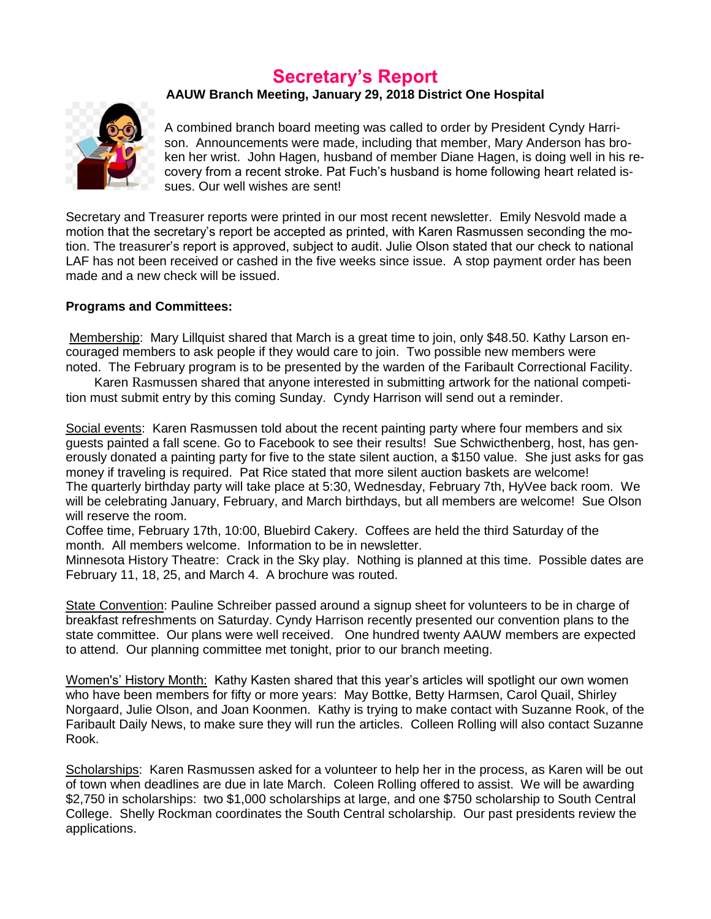# Secretary's Report

**AAUW Branch Meeting, January 29, 2018 District One Hospital**

A combined branch board meeting was called to order by President Cyndy Harrison. Announcements were made, including that member, Mary Anderson has broken her wrist. John Hagen, husband of member Diane Hagen, is doing well in his recovery from a recent stroke. Pat Fuch's husband is home following heart related issues. Our well wishes are sent!

Secretary and Treasurer reports were printed in our most recent newsletter. Emily Nesvold made a motion that the secretary's report be accepted as printed, with Karen Rasmussen seconding the motion. The treasurer's report is approved, subject to audit. Julie Olson stated that our check to national LAF has not been received or cashed in the five weeks since issue. A stop payment order has been made and a new check will be issued.

**Programs and Committees:**

Membership: Mary Lillquist shared that March is a great time to join, only $48.50. Kathy Larson encouraged members to ask people if they would care to join. Two possible new members were noted. The February program is to be presented by the warden of the Faribault Correctional Facility.

Karen Rasmussen shared that anyone interested in submitting artwork for the national competition must submit entry by this coming Sunday. Cyndy Harrison will send out a reminder.

Social events: Karen Rasmussen told about the recent painting party where four members and six guests painted a fall scene. Go to Facebook to see their results! Sue Schwicthenberg, host, has generously donated a painting party for five to the state silent auction, a $150 value. She just asks for gas money if traveling is required. Pat Rice stated that more silent auction baskets are welcome!
The quarterly birthday party will take place at 5:30, Wednesday, February 7th, HyVee back room. We will be celebrating January, February, and March birthdays, but all members are welcome! Sue Olson will reserve the room.
Coffee time, February 17th, 10:00, Bluebird Cakery. Coffees are held the third Saturday of the month. All members welcome. Information to be in newsletter.
Minnesota History Theatre: Crack in the Sky play. Nothing is planned at this time. Possible dates are February 11, 18, 25, and March 4. A brochure was routed.

State Convention: Pauline Schreiber passed around a signup sheet for volunteers to be in charge of breakfast refreshments on Saturday. Cyndy Harrison recently presented our convention plans to the state committee. Our plans were well received. One hundred twenty AAUW members are expected to attend. Our planning committee met tonight, prior to our branch meeting.

Women's' History Month: Kathy Kasten shared that this year's articles will spotlight our own women who have been members for fifty or more years: May Bottke, Betty Harmsen, Carol Quail, Shirley Norgaard, Julie Olson, and Joan Koonmen. Kathy is trying to make contact with Suzanne Rook, of the Faribault Daily News, to make sure they will run the articles. Colleen Rolling will also contact Suzanne Rook.

Scholarships: Karen Rasmussen asked for a volunteer to help her in the process, as Karen will be out of town when deadlines are due in late March. Coleen Rolling offered to assist. We will be awarding $2,750 in scholarships: two $1,000 scholarships at large, and one $750 scholarship to South Central College. Shelly Rockman coordinates the South Central scholarship. Our past presidents review the applications.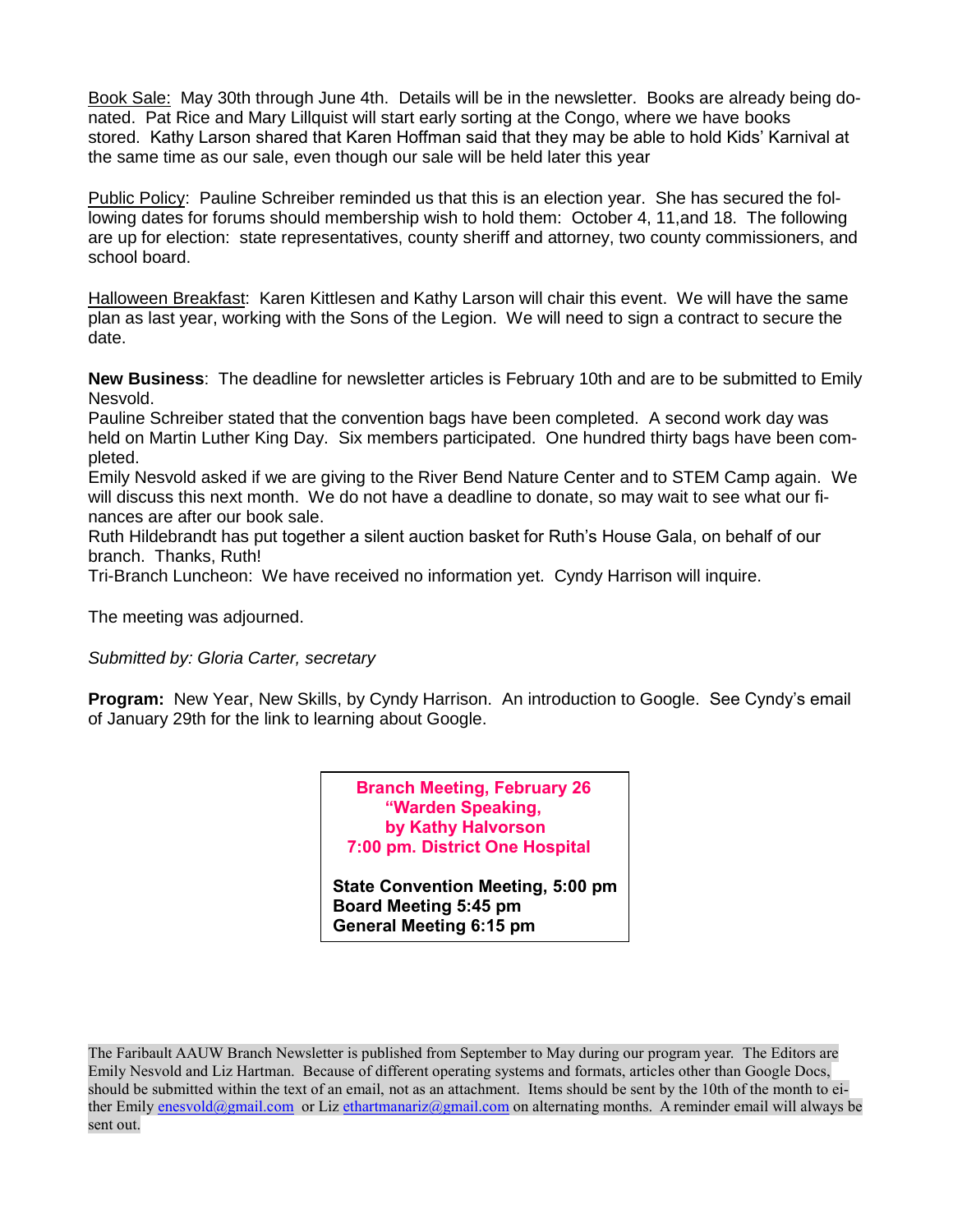Book Sale: May 30th through June 4th. Details will be in the newsletter. Books are already being donated. Pat Rice and Mary Lillquist will start early sorting at the Congo, where we have books stored. Kathy Larson shared that Karen Hoffman said that they may be able to hold Kids' Karnival at the same time as our sale, even though our sale will be held later this year

Public Policy: Pauline Schreiber reminded us that this is an election year. She has secured the following dates for forums should membership wish to hold them: October 4, 11,and 18. The following are up for election: state representatives, county sheriff and attorney, two county commissioners, and school board.

Halloween Breakfast: Karen Kittlesen and Kathy Larson will chair this event. We will have the same plan as last year, working with the Sons of the Legion. We will need to sign a contract to secure the date.

**New Business**: The deadline for newsletter articles is February 10th and are to be submitted to Emily Nesvold.
Pauline Schreiber stated that the convention bags have been completed. A second work day was held on Martin Luther King Day. Six members participated. One hundred thirty bags have been completed.
Emily Nesvold asked if we are giving to the River Bend Nature Center and to STEM Camp again. We will discuss this next month. We do not have a deadline to donate, so may wait to see what our finances are after our book sale.
Ruth Hildebrandt has put together a silent auction basket for Ruth's House Gala, on behalf of our branch. Thanks, Ruth!
Tri-Branch Luncheon: We have received no information yet. Cyndy Harrison will inquire.

The meeting was adjourned.

*Submitted by: Gloria Carter, secretary*

**Program:** New Year, New Skills, by Cyndy Harrison. An introduction to Google. See Cyndy's email of January 29th for the link to learning about Google.

**Branch Meeting, February 26**
**"Warden Speaking,**
**by Kathy Halvorson**
**7:00 pm. District One Hospital**

**State Convention Meeting, 5:00 pm**
**Board Meeting 5:45 pm**
**General Meeting 6:15 pm**

The Faribault AAUW Branch Newsletter is published from September to May during our program year. The Editors are Emily Nesvold and Liz Hartman. Because of different operating systems and formats, articles other than Google Docs, should be submitted within the text of an email, not as an attachment. Items should be sent by the 10th of the month to either Emily enesvold@gmail.com or Liz ethartmanariz@gmail.com on alternating months. A reminder email will always be sent out.